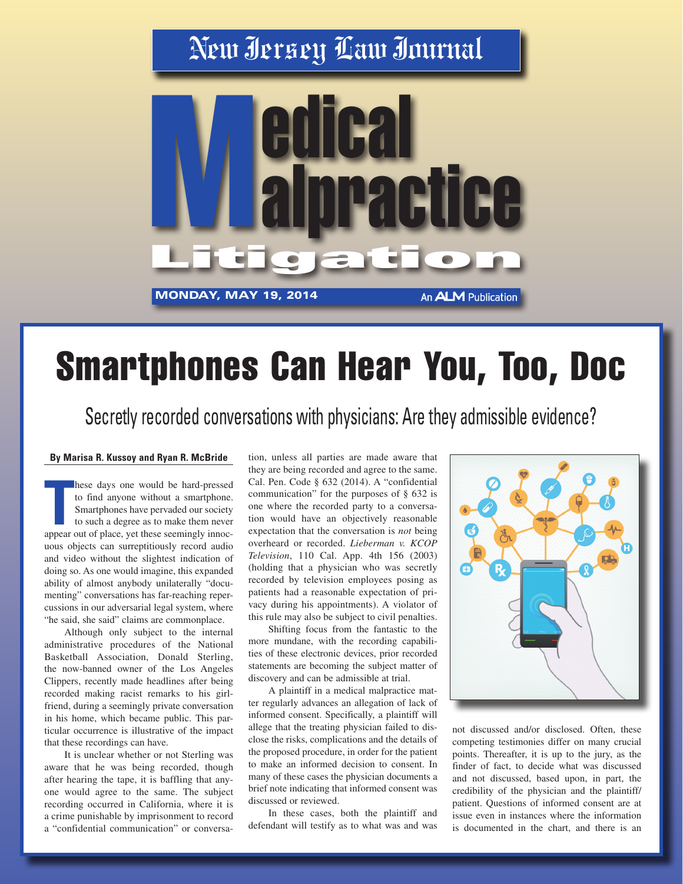# New Jersey Law Journal

# Medical Malpractice Litigation

**MONDAY, MAY 19, 2014**

An ALM Publication

# Smartphones Can Hear You, Too, Doc

## Secretly recorded conversations with physicians: Are they admissible evidence?

**By Marisa R. Kussoy and Ryan R. McBride**

These days one would be hard-pressed to find anyone without a smartphone. Smartphones have pervaded our society to such a degree as to make them never appear out of place, yet these seemingly innocuous objects can surreptitiously record audio and video without the slightest indication of doing so. As one would imagine, this expanded ability of almost anybody unilaterally "documenting" conversations has far-reaching repercussions in our adversarial legal system, where "he said, she said" claims are commonplace.

Although only subject to the internal administrative procedures of the National Basketball Association, Donald Sterling, the now-banned owner of the Los Angeles Clippers, recently made headlines after being recorded making racist remarks to his girlfriend, during a seemingly private conversation in his home, which became public. This particular occurrence is illustrative of the impact that these recordings can have.

It is unclear whether or not Sterling was aware that he was being recorded, though after hearing the tape, it is baffling that anyone would agree to the same. The subject recording occurred in California, where it is a crime punishable by imprisonment to record a "confidential communication" or conversation, unless all parties are made aware that they are being recorded and agree to the same. Cal. Pen. Code § 632 (2014). A "confidential communication" for the purposes of § 632 is one where the recorded party to a conversation would have an objectively reasonable expectation that the conversation is *not* being overheard or recorded. *Lieberman v. KCOP Television*, 110 Cal. App. 4th 156 (2003) (holding that a physician who was secretly recorded by television employees posing as patients had a reasonable expectation of privacy during his appointments). A violator of this rule may also be subject to civil penalties.

Shifting focus from the fantastic to the more mundane, with the recording capabilities of these electronic devices, prior recorded statements are becoming the subject matter of discovery and can be admissible at trial.

A plaintiff in a medical malpractice matter regularly advances an allegation of lack of informed consent. Specifically, a plaintiff will allege that the treating physician failed to disclose the risks, complications and the details of the proposed procedure, in order for the patient to make an informed decision to consent. In many of these cases the physician documents a brief note indicating that informed consent was discussed or reviewed.

In these cases, both the plaintiff and defendant will testify as to what was and was not discussed and/or disclosed. Often, these competing testimonies differ on many crucial points. Thereafter, it is up to the jury, as the finder of fact, to decide what was discussed and not discussed, based upon, in part, the credibility of the physician and the plaintiff/patient. Questions of informed consent are at issue even in instances where the information is documented in the chart, and there is an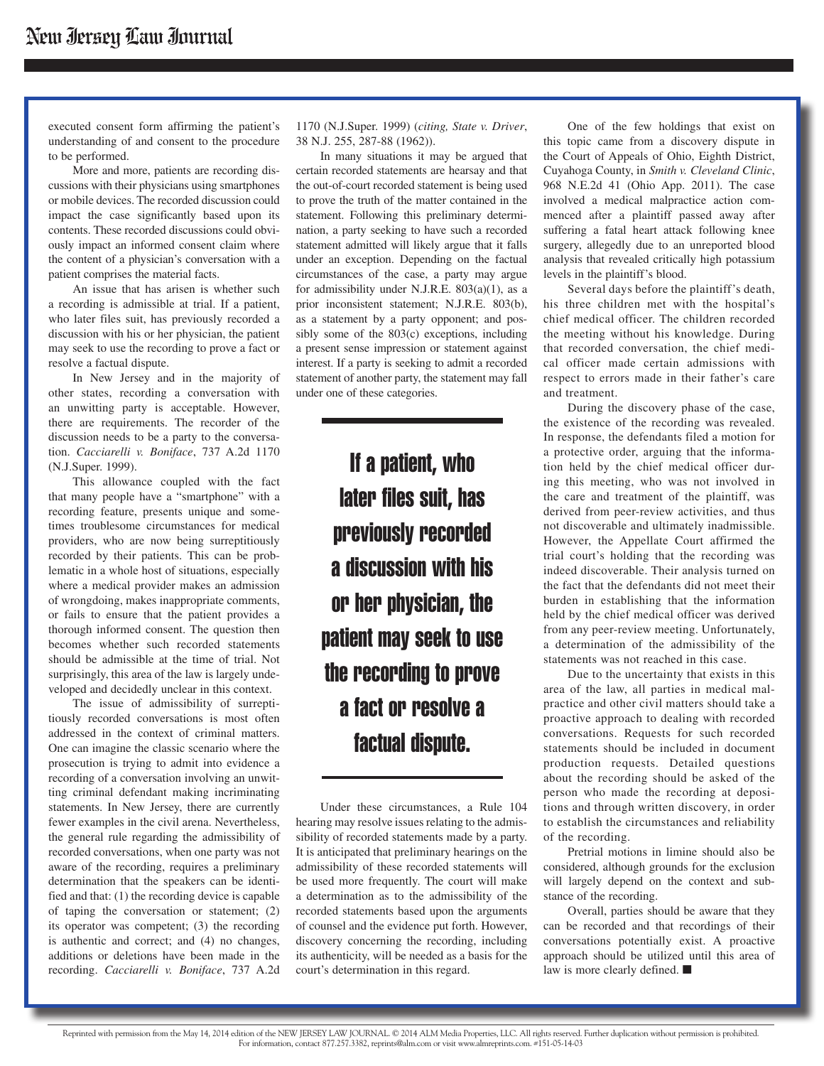executed consent form affirming the patient's understanding of and consent to the procedure to be performed.

More and more, patients are recording discussions with their physicians using smartphones or mobile devices. The recorded discussion could impact the case significantly based upon its contents. These recorded discussions could obviously impact an informed consent claim where the content of a physician's conversation with a patient comprises the material facts.

An issue that has arisen is whether such a recording is admissible at trial. If a patient, who later files suit, has previously recorded a discussion with his or her physician, the patient may seek to use the recording to prove a fact or resolve a factual dispute.

In New Jersey and in the majority of other states, recording a conversation with an unwitting party is acceptable. However, there are requirements. The recorder of the discussion needs to be a party to the conversation. *Cacciarelli v. Boniface*, 737 A.2d 1170 (N.J.Super. 1999).

This allowance coupled with the fact that many people have a "smartphone" with a recording feature, presents unique and sometimes troublesome circumstances for medical providers, who are now being surreptitiously recorded by their patients. This can be problematic in a whole host of situations, especially where a medical provider makes an admission of wrongdoing, makes inappropriate comments, or fails to ensure that the patient provides a thorough informed consent. The question then becomes whether such recorded statements should be admissible at the time of trial. Not surprisingly, this area of the law is largely undeveloped and decidedly unclear in this context.

The issue of admissibility of surreptitiously recorded conversations is most often addressed in the context of criminal matters. One can imagine the classic scenario where the prosecution is trying to admit into evidence a recording of a conversation involving an unwitting criminal defendant making incriminating statements. In New Jersey, there are currently fewer examples in the civil arena. Nevertheless, the general rule regarding the admissibility of recorded conversations, when one party was not aware of the recording, requires a preliminary determination that the speakers can be identified and that: (1) the recording device is capable of taping the conversation or statement; (2) its operator was competent; (3) the recording is authentic and correct; and (4) no changes, additions or deletions have been made in the recording. *Cacciarelli v. Boniface*, 737 A.2d 1170 (N.J.Super. 1999) (*citing, State v. Driver*, 38 N.J. 255, 287-88 (1962)).

In many situations it may be argued that certain recorded statements are hearsay and that the out-of-court recorded statement is being used to prove the truth of the matter contained in the statement. Following this preliminary determination, a party seeking to have such a recorded statement admitted will likely argue that it falls under an exception. Depending on the factual circumstances of the case, a party may argue for admissibility under N.J.R.E. 803(a)(1), as a prior inconsistent statement; N.J.R.E. 803(b), as a statement by a party opponent; and possibly some of the 803(c) exceptions, including a present sense impression or statement against interest. If a party is seeking to admit a recorded statement of another party, the statement may fall under one of these categories.

**If a patient, who later files suit, has previously recorded a discussion with his or her physician, the patient may seek to use the recording to prove a fact or resolve a factual dispute.**

Under these circumstances, a Rule 104 hearing may resolve issues relating to the admissibility of recorded statements made by a party. It is anticipated that preliminary hearings on the admissibility of these recorded statements will be used more frequently. The court will make a determination as to the admissibility of the recorded statements based upon the arguments of counsel and the evidence put forth. However, discovery concerning the recording, including its authenticity, will be needed as a basis for the court's determination in this regard.

One of the few holdings that exist on this topic came from a discovery dispute in the Court of Appeals of Ohio, Eighth District, Cuyahoga County, in *Smith v. Cleveland Clinic*, 968 N.E.2d 41 (Ohio App. 2011). The case involved a medical malpractice action commenced after a plaintiff passed away after suffering a fatal heart attack following knee surgery, allegedly due to an unreported blood analysis that revealed critically high potassium levels in the plaintiff's blood.

Several days before the plaintiff's death, his three children met with the hospital's chief medical officer. The children recorded the meeting without his knowledge. During that recorded conversation, the chief medical officer made certain admissions with respect to errors made in their father's care and treatment.

During the discovery phase of the case, the existence of the recording was revealed. In response, the defendants filed a motion for a protective order, arguing that the information held by the chief medical officer during this meeting, who was not involved in the care and treatment of the plaintiff, was derived from peer-review activities, and thus not discoverable and ultimately inadmissible. However, the Appellate Court affirmed the trial court's holding that the recording was indeed discoverable. Their analysis turned on the fact that the defendants did not meet their burden in establishing that the information held by the chief medical officer was derived from any peer-review meeting. Unfortunately, a determination of the admissibility of the statements was not reached in this case.

Due to the uncertainty that exists in this area of the law, all parties in medical malpractice and other civil matters should take a proactive approach to dealing with recorded conversations. Requests for such recorded statements should be included in document production requests. Detailed questions about the recording should be asked of the person who made the recording at depositions and through written discovery, in order to establish the circumstances and reliability of the recording.

Pretrial motions in limine should also be considered, although grounds for the exclusion will largely depend on the context and substance of the recording.

Overall, parties should be aware that they can be recorded and that recordings of their conversations potentially exist. A proactive approach should be utilized until this area of law is more clearly defined. ■

Reprinted with permission from the May 14, 2014 edition of the NEW JERSEY LAW JOURNAL. © 2014 ALM Media Properties, LLC. All rights reserved. Further duplication without permission is prohibited. For information, contact 877.257.3382, reprints@alm.com or visit www.almreprints.com. #151-05-14-03